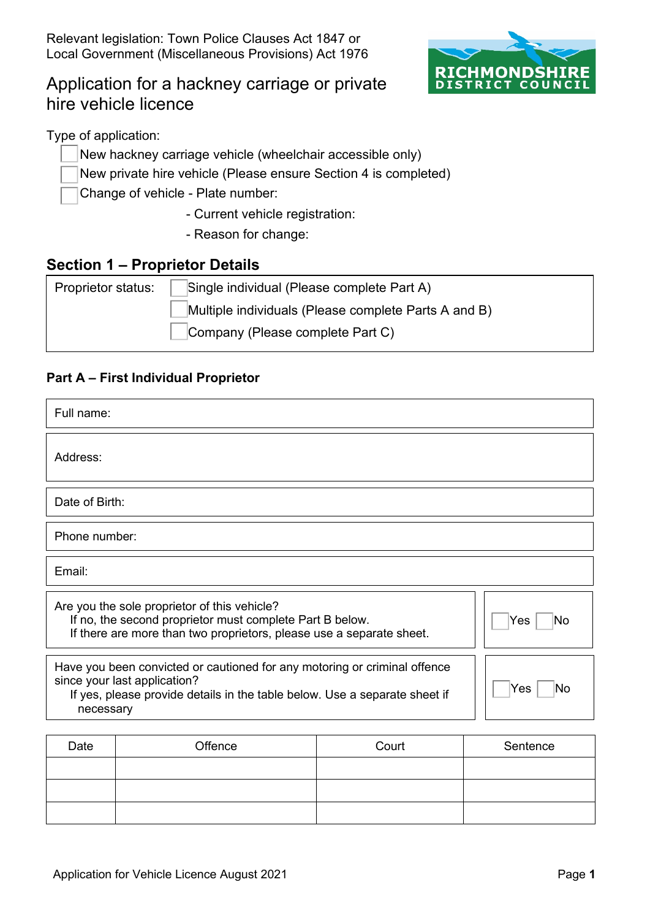Relevant legislation: Town Police Clauses Act 1847 or
Local Government (Miscellaneous Provisions) Act 1976

RICHMONDSHIRE DISTRICT COUNCIL

# Application for a hackney carriage or private hire vehicle licence

Type of application:

- ☐ New hackney carriage vehicle (wheelchair accessible only)
- ☐ New private hire vehicle (Please ensure Section 4 is completed)
- ☐ Change of vehicle - Plate number:
  - Current vehicle registration:
  - Reason for change:

## Section 1 – Proprietor Details

Proprietor status:
- ☐ Single individual (Please complete Part A)
- ☐ Multiple individuals (Please complete Parts A and B)
- ☐ Company (Please complete Part C)

### Part A – First Individual Proprietor

Full name:

Address:

Date of Birth:

Phone number:

Email:

Are you the sole proprietor of this vehicle? ☐ Yes ☐ No
If no, the second proprietor must complete Part B below.
If there are more than two proprietors, please use a separate sheet.

Have you been convicted or cautioned for any motoring or criminal offence since your last application? ☐ Yes ☐ No
If yes, please provide details in the table below. Use a separate sheet if necessary

| Date | Offence | Court | Sentence |
|---|---|---|---|
| | | | |
| | | | |
| | | | |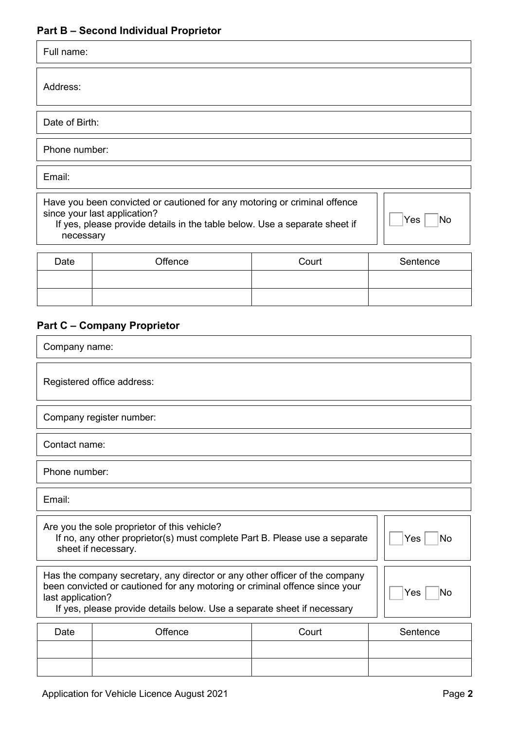## Part B – Second Individual Proprietor

Full name:

Address:

Date of Birth:

Phone number:

Email:

Have you been convicted or cautioned for any motoring or criminal offence since your last application?
If yes, please provide details in the table below. Use a separate sheet if necessary

☐ Yes ☐ No

| Date | Offence | Court | Sentence |
| --- | --- | --- | --- |
| | | | |
| | | | |

## Part C – Company Proprietor

Company name:

Registered office address:

Company register number:

Contact name:

Phone number:

Email:

Are you the sole proprietor of this vehicle?
If no, any other proprietor(s) must complete Part B. Please use a separate sheet if necessary.

☐ Yes ☐ No

Has the company secretary, any director or any other officer of the company been convicted or cautioned for any motoring or criminal offence since your last application?
If yes, please provide details below. Use a separate sheet if necessary

☐ Yes ☐ No

| Date | Offence | Court | Sentence |
| --- | --- | --- | --- |
| | | | |
| | | | |

Application for Vehicle Licence August 2021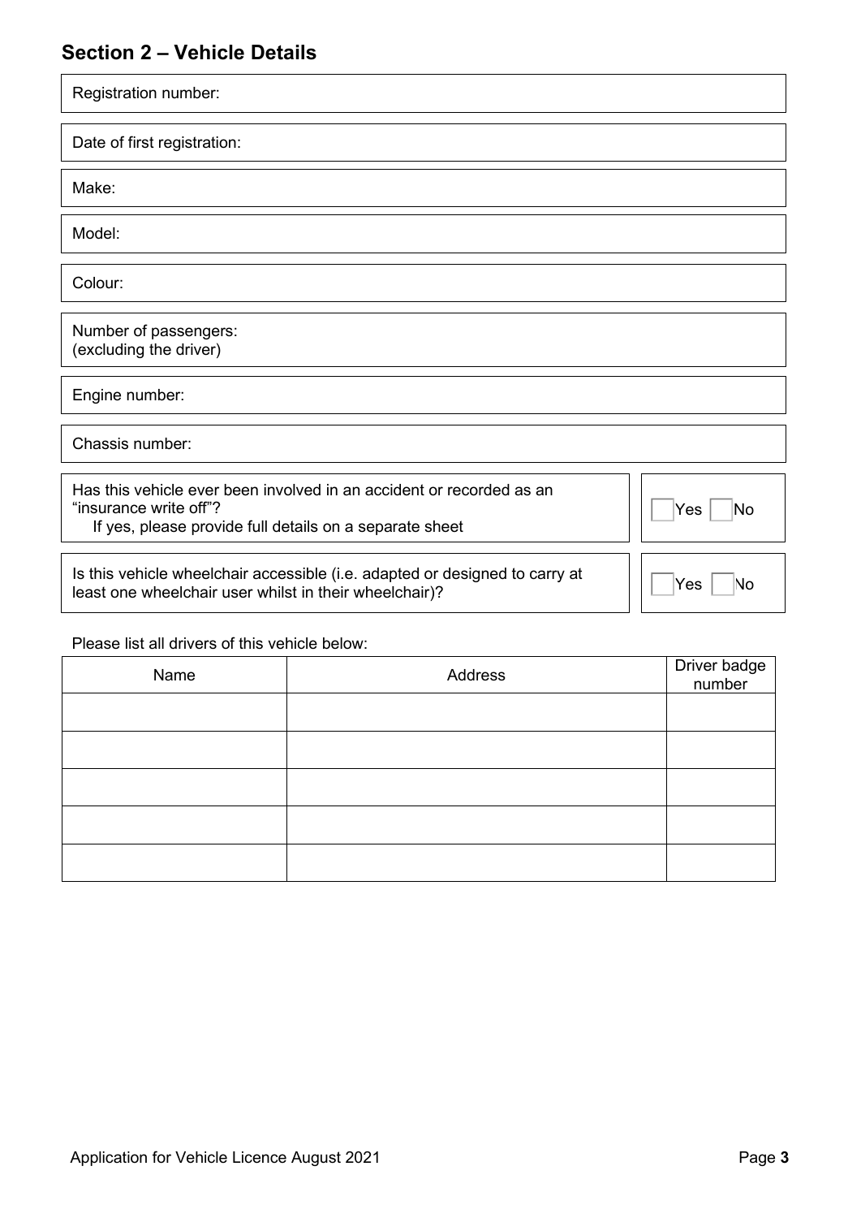## Section 2 – Vehicle Details

Registration number:

Date of first registration:

Make:

Model:

Colour:

Number of passengers:
(excluding the driver)

Engine number:

Chassis number:

Has this vehicle ever been involved in an accident or recorded as an "insurance write off"?
If yes, please provide full details on a separate sheet

☐ Yes ☐ No

Is this vehicle wheelchair accessible (i.e. adapted or designed to carry at least one wheelchair user whilst in their wheelchair)?

☐ Yes ☐ No

Please list all drivers of this vehicle below:

| Name | Address | Driver badge number |
|---|---|---|
| | | |
| | | |
| | | |
| | | |
| | | |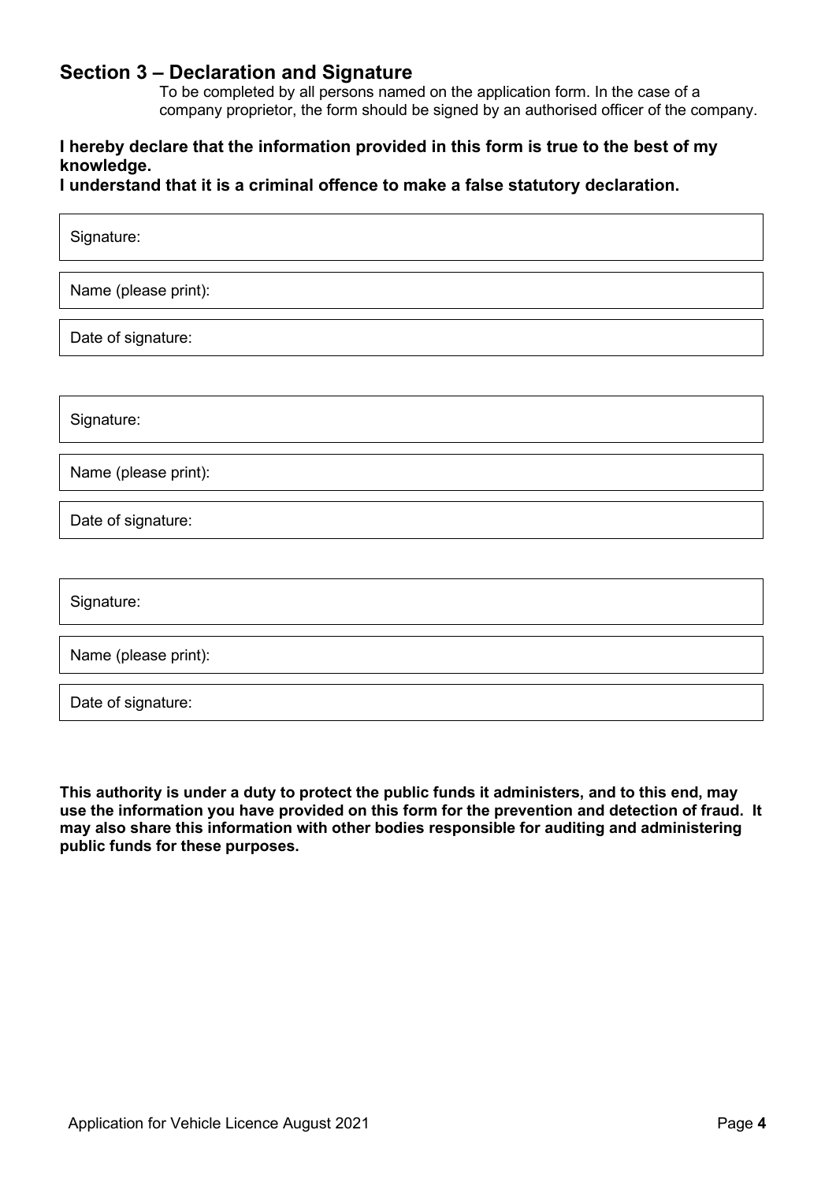## Section 3 – Declaration and Signature

To be completed by all persons named on the application form. In the case of a company proprietor, the form should be signed by an authorised officer of the company.

**I hereby declare that the information provided in this form is true to the best of my knowledge.**
**I understand that it is a criminal offence to make a false statutory declaration.**

| Signature: |
|---|
| Name (please print): |
| Date of signature: |

| Signature: |
|---|
| Name (please print): |
| Date of signature: |

| Signature: |
|---|
| Name (please print): |
| Date of signature: |

**This authority is under a duty to protect the public funds it administers, and to this end, may use the information you have provided on this form for the prevention and detection of fraud. It may also share this information with other bodies responsible for auditing and administering public funds for these purposes.**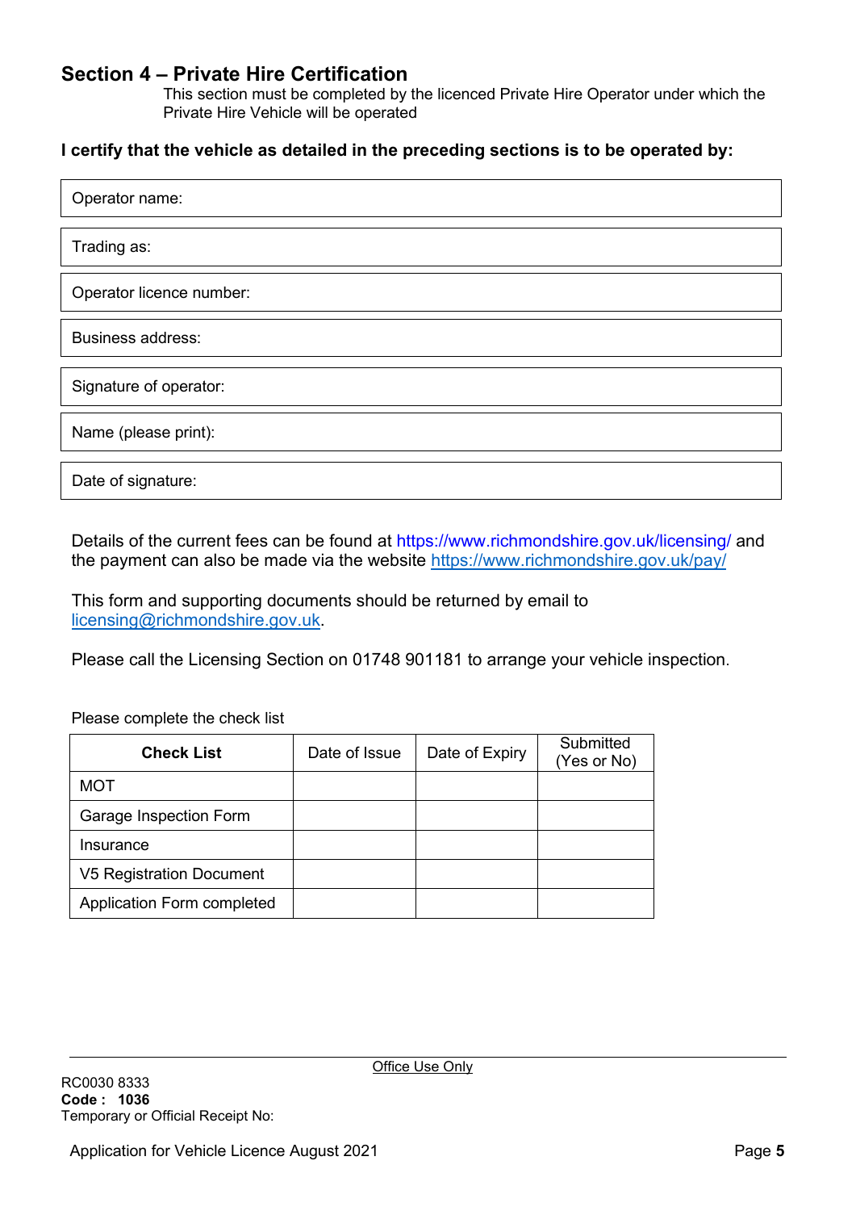## Section 4 – Private Hire Certification

This section must be completed by the licenced Private Hire Operator under which the Private Hire Vehicle will be operated

**I certify that the vehicle as detailed in the preceding sections is to be operated by:**

| |
|---|
| Operator name: |
| Trading as: |
| Operator licence number: |
| Business address: |
| Signature of operator: |
| Name (please print): |
| Date of signature: |

Details of the current fees can be found at https://www.richmondshire.gov.uk/licensing/ and the payment can also be made via the website https://www.richmondshire.gov.uk/pay/

This form and supporting documents should be returned by email to licensing@richmondshire.gov.uk.

Please call the Licensing Section on 01748 901181 to arrange your vehicle inspection.

Please complete the check list

| **Check List** | Date of Issue | Date of Expiry | Submitted (Yes or No) |
|---|---|---|---|
| MOT | | | |
| Garage Inspection Form | | | |
| Insurance | | | |
| V5 Registration Document | | | |
| Application Form completed | | | |

Office Use Only

RC0030 8333
**Code : 1036**
Temporary or Official Receipt No:

Application for Vehicle Licence August 2021